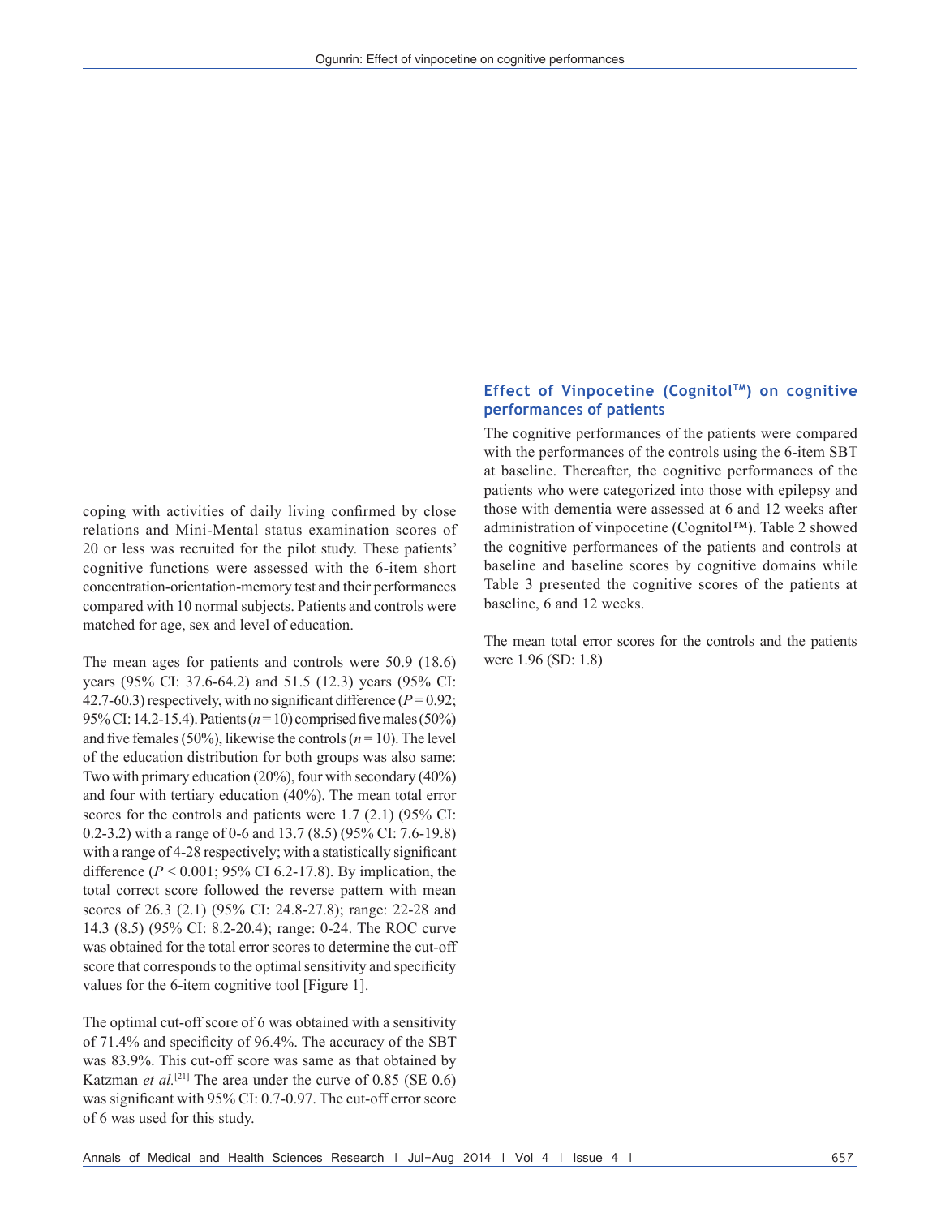coping with activities of daily living confirmed by close relations and Mini-Mental status examination scores of 20 or less was recruited for the pilot study. These patients' cognitive functions were assessed with the 6-item short concentration-orientation-memory test and their performances compared with 10 normal subjects. Patients and controls were matched for age, sex and level of education.

The mean ages for patients and controls were 50.9 (18.6) years (95% CI: 37.6-64.2) and 51.5 (12.3) years (95% CI: 42.7-60.3) respectively, with no significant difference ($P = 0.92$; 95% CI: 14.2-15.4). Patients ($n = 10$) comprised five males (50%) and five females (50%), likewise the controls ($n = 10$). The level of the education distribution for both groups was also same: Two with primary education (20%), four with secondary (40%) and four with tertiary education (40%). The mean total error scores for the controls and patients were 1.7 (2.1) (95% CI: 0.2-3.2) with a range of 0-6 and 13.7 (8.5) (95% CI: 7.6-19.8) with a range of 4-28 respectively; with a statistically significant difference ($P < 0.001$; 95% CI 6.2-17.8). By implication, the total correct score followed the reverse pattern with mean scores of 26.3 (2.1) (95% CI: 24.8-27.8); range: 22-28 and 14.3 (8.5) (95% CI: 8.2-20.4); range: 0-24. The ROC curve was obtained for the total error scores to determine the cut-off score that corresponds to the optimal sensitivity and specificity values for the 6-item cognitive tool [Figure 1].

The optimal cut-off score of 6 was obtained with a sensitivity of 71.4% and specificity of 96.4%. The accuracy of the SBT was 83.9%. This cut-off score was same as that obtained by Katzman *et al.*[21] The area under the curve of 0.85 (SE 0.6) was significant with 95% CI: 0.7-0.97. The cut-off error score of 6 was used for this study.

### Effect of Vinpocetine (Cognitol™) on cognitive performances of patients

The cognitive performances of the patients were compared with the performances of the controls using the 6-item SBT at baseline. Thereafter, the cognitive performances of the patients who were categorized into those with epilepsy and those with dementia were assessed at 6 and 12 weeks after administration of vinpocetine (Cognitol™). Table 2 showed the cognitive performances of the patients and controls at baseline and baseline scores by cognitive domains while Table 3 presented the cognitive scores of the patients at baseline, 6 and 12 weeks.

The mean total error scores for the controls and the patients were 1.96 (SD: 1.8)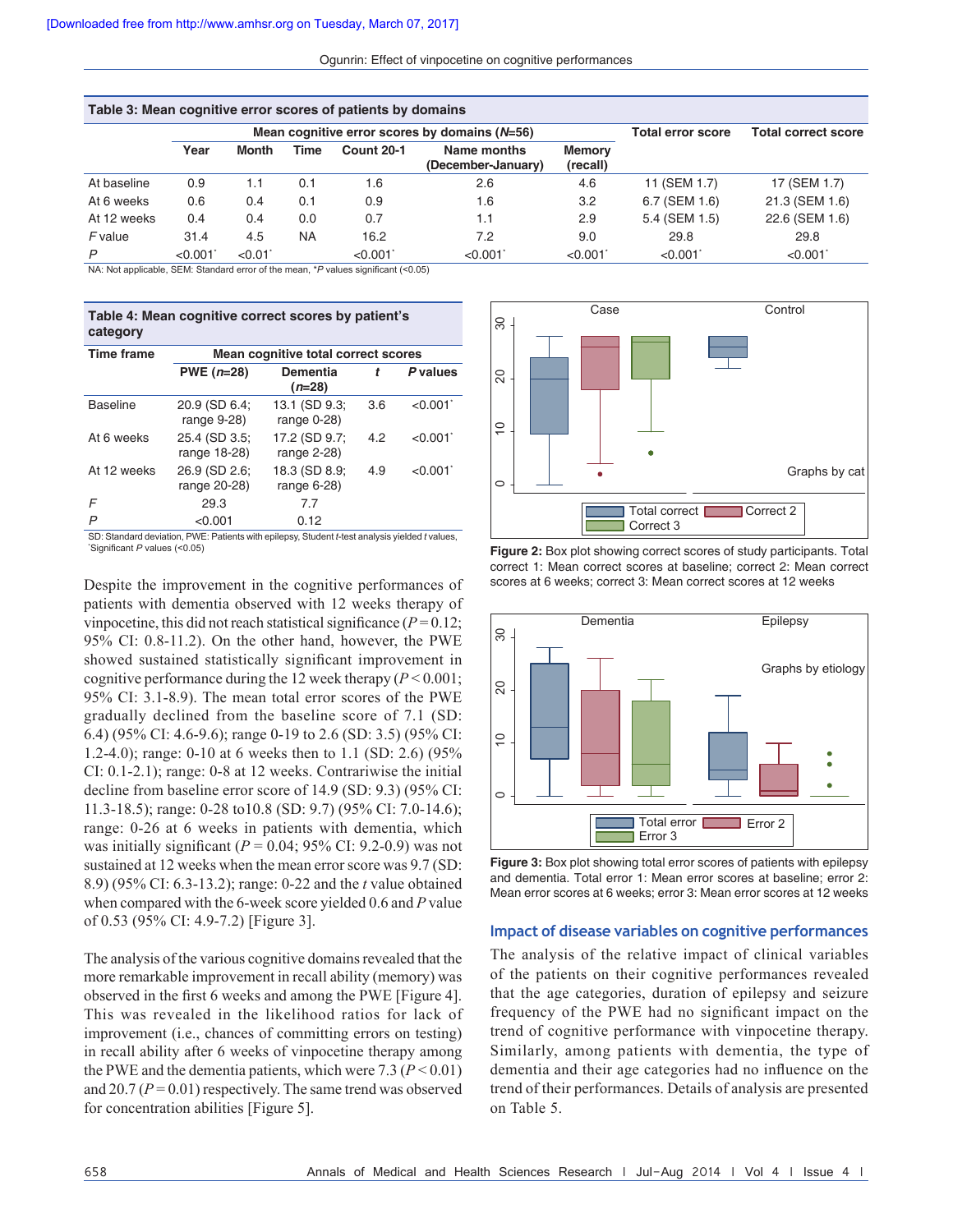**Table 3: Mean cognitive error scores of patients by domains**

| | Mean cognitive error scores by domains ($N$=56) | | | | | | Total error score | Total correct score |
|---|---|---|---|---|---|---|---|---|
| | Year | Month | Time | Count 20-1 | Name months (December-January) | Memory (recall) | | |
| At baseline | 0.9 | 1.1 | 0.1 | 1.6 | 2.6 | 4.6 | 11 (SEM 1.7) | 17 (SEM 1.7) |
| At 6 weeks | 0.6 | 0.4 | 0.1 | 0.9 | 1.6 | 3.2 | 6.7 (SEM 1.6) | 21.3 (SEM 1.6) |
| At 12 weeks | 0.4 | 0.4 | 0.0 | 0.7 | 1.1 | 2.9 | 5.4 (SEM 1.5) | 22.6 (SEM 1.6) |
| $F$ value | 31.4 | 4.5 | NA | 16.2 | 7.2 | 9.0 | 29.8 | 29.8 |
| $P$ | <0.001* | <0.01* | | <0.001* | <0.001* | <0.001* | <0.001* | <0.001* |

NA: Not applicable, SEM: Standard error of the mean, *$P$ values significant (<0.05)

**Table 4: Mean cognitive correct scores by patient's category**

| Time frame | Mean cognitive total correct scores | | | |
|---|---|---|---|---|
| | PWE ($n$=28) | Dementia ($n$=28) | $t$ | $P$ values |
| Baseline | 20.9 (SD 6.4; range 9-28) | 13.1 (SD 9.3; range 0-28) | 3.6 | <0.001* |
| At 6 weeks | 25.4 (SD 3.5; range 18-28) | 17.2 (SD 9.7; range 2-28) | 4.2 | <0.001* |
| At 12 weeks | 26.9 (SD 2.6; range 20-28) | 18.3 (SD 8.9; range 6-28) | 4.9 | <0.001* |
| $F$ | 29.3 | 7.7 | | |
| $P$ | <0.001 | 0.12 | | |

SD: Standard deviation, PWE: Patients with epilepsy, Student $t$-test analysis yielded $t$ values, *Significant $P$ values (<0.05)

Despite the improvement in the cognitive performances of patients with dementia observed with 12 weeks therapy of vinpocetine, this did not reach statistical significance ($P$ = 0.12; 95% CI: 0.8-11.2). On the other hand, however, the PWE showed sustained statistically significant improvement in cognitive performance during the 12 week therapy ($P$ < 0.001; 95% CI: 3.1-8.9). The mean total error scores of the PWE gradually declined from the baseline score of 7.1 (SD: 6.4) (95% CI: 4.6-9.6); range 0-19 to 2.6 (SD: 3.5) (95% CI: 1.2-4.0); range: 0-10 at 6 weeks then to 1.1 (SD: 2.6) (95% CI: 0.1-2.1); range: 0-8 at 12 weeks. Contrariwise the initial decline from baseline error score of 14.9 (SD: 9.3) (95% CI: 11.3-18.5); range: 0-28 to10.8 (SD: 9.7) (95% CI: 7.0-14.6); range: 0-26 at 6 weeks in patients with dementia, which was initially significant ($P$ = 0.04; 95% CI: 9.2-0.9) was not sustained at 12 weeks when the mean error score was 9.7 (SD: 8.9) (95% CI: 6.3-13.2); range: 0-22 and the $t$ value obtained when compared with the 6-week score yielded 0.6 and $P$ value of 0.53 (95% CI: 4.9-7.2) [Figure 3].

The analysis of the various cognitive domains revealed that the more remarkable improvement in recall ability (memory) was observed in the first 6 weeks and among the PWE [Figure 4]. This was revealed in the likelihood ratios for lack of improvement (i.e., chances of committing errors on testing) in recall ability after 6 weeks of vinpocetine therapy among the PWE and the dementia patients, which were 7.3 ($P$ < 0.01) and 20.7 ($P$ = 0.01) respectively. The same trend was observed for concentration abilities [Figure 5].

**Figure 2:** Box plot showing correct scores of study participants. Total correct 1: Mean correct scores at baseline; correct 2: Mean correct scores at 6 weeks; correct 3: Mean correct scores at 12 weeks

**Figure 3:** Box plot showing total error scores of patients with epilepsy and dementia. Total error 1: Mean error scores at baseline; error 2: Mean error scores at 6 weeks; error 3: Mean error scores at 12 weeks

## Impact of disease variables on cognitive performances

The analysis of the relative impact of clinical variables of the patients on their cognitive performances revealed that the age categories, duration of epilepsy and seizure frequency of the PWE had no significant impact on the trend of cognitive performance with vinpocetine therapy. Similarly, among patients with dementia, the type of dementia and their age categories had no influence on the trend of their performances. Details of analysis are presented on Table 5.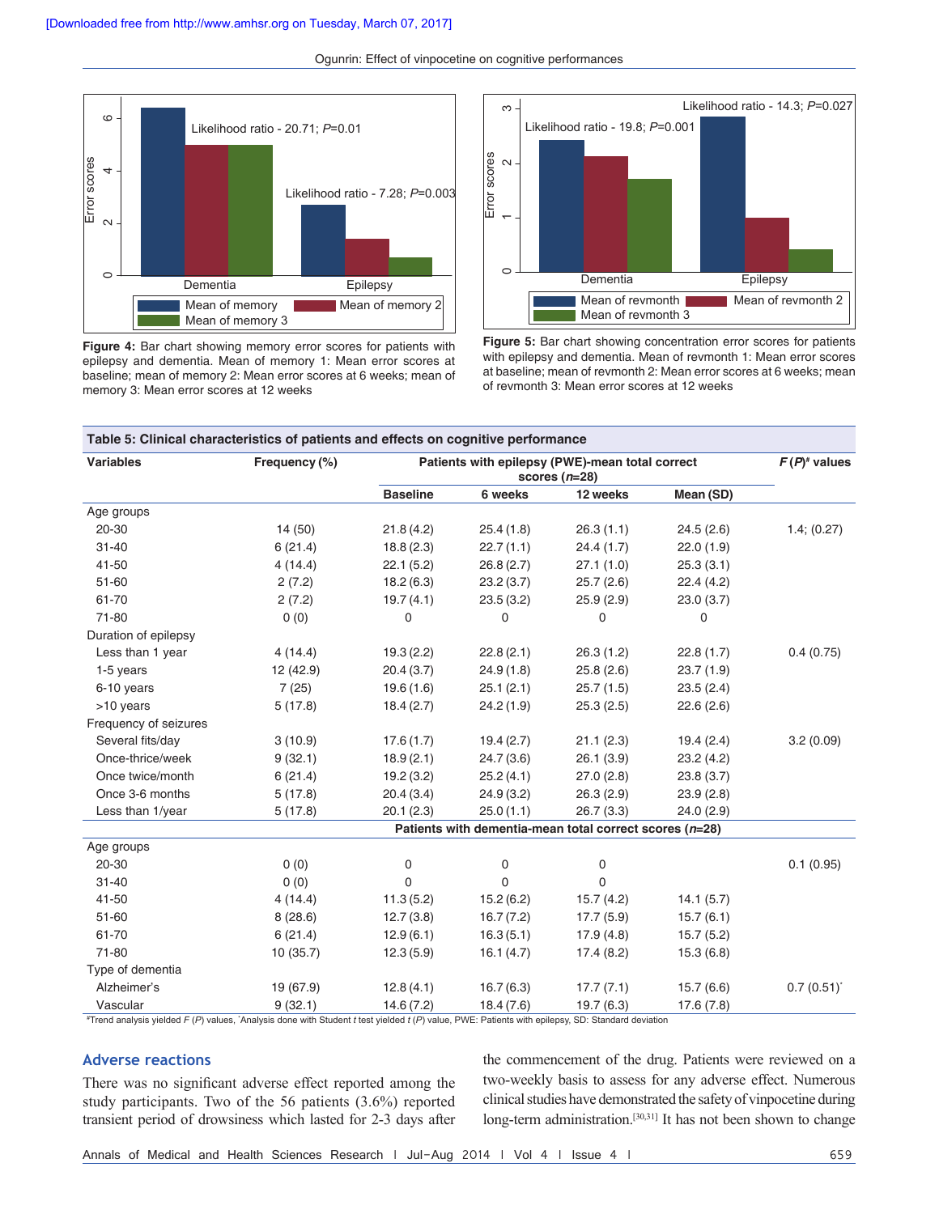Figure 4: Bar chart showing memory error scores for patients with epilepsy and dementia. Mean of memory 1: Mean error scores at baseline; mean of memory 2: Mean error scores at 6 weeks; mean of memory 3: Mean error scores at 12 weeks

Figure 5: Bar chart showing concentration error scores for patients with epilepsy and dementia. Mean of revmonth 1: Mean error scores at baseline; mean of revmonth 2: Mean error scores at 6 weeks; mean of revmonth 3: Mean error scores at 12 weeks

**Table 5: Clinical characteristics of patients and effects on cognitive performance**

| Variables | Frequency (%) | Patients with epilepsy (PWE)-mean total correct scores (*n*=28) | | | | *F* (*P*)[#] values |
|---|---|---|---|---|---|---|
| | | Baseline | 6 weeks | 12 weeks | Mean (SD) | |
| Age groups | | | | | | |
| 20-30 | 14 (50) | 21.8 (4.2) | 25.4 (1.8) | 26.3 (1.1) | 24.5 (2.6) | 1.4; (0.27) |
| 31-40 | 6 (21.4) | 18.8 (2.3) | 22.7 (1.1) | 24.4 (1.7) | 22.0 (1.9) | |
| 41-50 | 4 (14.4) | 22.1 (5.2) | 26.8 (2.7) | 27.1 (1.0) | 25.3 (3.1) | |
| 51-60 | 2 (7.2) | 18.2 (6.3) | 23.2 (3.7) | 25.7 (2.6) | 22.4 (4.2) | |
| 61-70 | 2 (7.2) | 19.7 (4.1) | 23.5 (3.2) | 25.9 (2.9) | 23.0 (3.7) | |
| 71-80 | 0 (0) | 0 | 0 | 0 | 0 | |
| Duration of epilepsy | | | | | | |
| Less than 1 year | 4 (14.4) | 19.3 (2.2) | 22.8 (2.1) | 26.3 (1.2) | 22.8 (1.7) | 0.4 (0.75) |
| 1-5 years | 12 (42.9) | 20.4 (3.7) | 24.9 (1.8) | 25.8 (2.6) | 23.7 (1.9) | |
| 6-10 years | 7 (25) | 19.6 (1.6) | 25.1 (2.1) | 25.7 (1.5) | 23.5 (2.4) | |
| >10 years | 5 (17.8) | 18.4 (2.7) | 24.2 (1.9) | 25.3 (2.5) | 22.6 (2.6) | |
| Frequency of seizures | | | | | | |
| Several fits/day | 3 (10.9) | 17.6 (1.7) | 19.4 (2.7) | 21.1 (2.3) | 19.4 (2.4) | 3.2 (0.09) |
| Once-thrice/week | 9 (32.1) | 18.9 (2.1) | 24.7 (3.6) | 26.1 (3.9) | 23.2 (4.2) | |
| Once twice/month | 6 (21.4) | 19.2 (3.2) | 25.2 (4.1) | 27.0 (2.8) | 23.8 (3.7) | |
| Once 3-6 months | 5 (17.8) | 20.4 (3.4) | 24.9 (3.2) | 26.3 (2.9) | 23.9 (2.8) | |
| Less than 1/year | 5 (17.8) | 20.1 (2.3) | 25.0 (1.1) | 26.7 (3.3) | 24.0 (2.9) | |
| | | Patients with dementia-mean total correct scores (*n*=28) | | | | |
| Age groups | | | | | | |
| 20-30 | 0 (0) | 0 | 0 | 0 | | 0.1 (0.95) |
| 31-40 | 0 (0) | 0 | 0 | 0 | | |
| 41-50 | 4 (14.4) | 11.3 (5.2) | 15.2 (6.2) | 15.7 (4.2) | 14.1 (5.7) | |
| 51-60 | 8 (28.6) | 12.7 (3.8) | 16.7 (7.2) | 17.7 (5.9) | 15.7 (6.1) | |
| 61-70 | 6 (21.4) | 12.9 (6.1) | 16.3 (5.1) | 17.9 (4.8) | 15.7 (5.2) | |
| 71-80 | 10 (35.7) | 12.3 (5.9) | 16.1 (4.7) | 17.4 (8.2) | 15.3 (6.8) | |
| Type of dementia | | | | | | |
| Alzheimer's | 19 (67.9) | 12.8 (4.1) | 16.7 (6.3) | 17.7 (7.1) | 15.7 (6.6) | 0.7 (0.51)* |
| Vascular | 9 (32.1) | 14.6 (7.2) | 18.4 (7.6) | 19.7 (6.3) | 17.6 (7.8) | |

[#]Trend analysis yielded *F* (*P*) values, *Analysis done with Student *t* test yielded *t* (*P*) value, PWE: Patients with epilepsy, SD: Standard deviation

## Adverse reactions

There was no significant adverse effect reported among the study participants. Two of the 56 patients (3.6%) reported transient period of drowsiness which lasted for 2-3 days after the commencement of the drug. Patients were reviewed on a two-weekly basis to assess for any adverse effect. Numerous clinical studies have demonstrated the safety of vinpocetine during long-term administration.[30,31] It has not been shown to change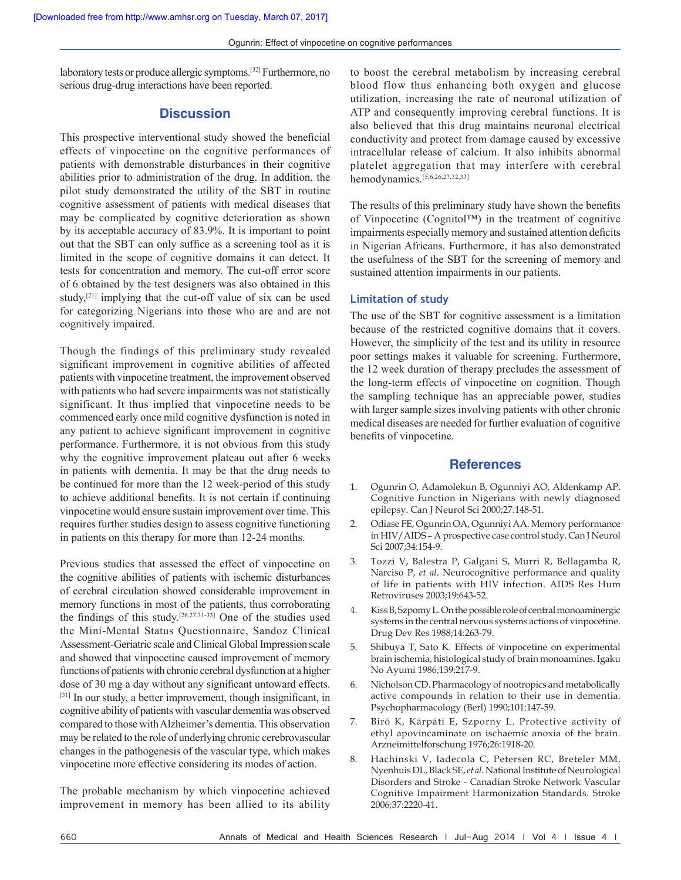laboratory tests or produce allergic symptoms.[32] Furthermore, no serious drug-drug interactions have been reported.

## Discussion

This prospective interventional study showed the beneficial effects of vinpocetine on the cognitive performances of patients with demonstrable disturbances in their cognitive abilities prior to administration of the drug. In addition, the pilot study demonstrated the utility of the SBT in routine cognitive assessment of patients with medical diseases that may be complicated by cognitive deterioration as shown by its acceptable accuracy of 83.9%. It is important to point out that the SBT can only suffice as a screening tool as it is limited in the scope of cognitive domains it can detect. It tests for concentration and memory. The cut-off error score of 6 obtained by the test designers was also obtained in this study,[21] implying that the cut-off value of six can be used for categorizing Nigerians into those who are and are not cognitively impaired.

Though the findings of this preliminary study revealed significant improvement in cognitive abilities of affected patients with vinpocetine treatment, the improvement observed with patients who had severe impairments was not statistically significant. It thus implied that vinpocetine needs to be commenced early once mild cognitive dysfunction is noted in any patient to achieve significant improvement in cognitive performance. Furthermore, it is not obvious from this study why the cognitive improvement plateau out after 6 weeks in patients with dementia. It may be that the drug needs to be continued for more than the 12 week-period of this study to achieve additional benefits. It is not certain if continuing vinpocetine would ensure sustain improvement over time. This requires further studies design to assess cognitive functioning in patients on this therapy for more than 12-24 months.

Previous studies that assessed the effect of vinpocetine on the cognitive abilities of patients with ischemic disturbances of cerebral circulation showed considerable improvement in memory functions in most of the patients, thus corroborating the findings of this study.[26,27,31-33] One of the studies used the Mini-Mental Status Questionnaire, Sandoz Clinical Assessment-Geriatric scale and Clinical Global Impression scale and showed that vinpocetine caused improvement of memory functions of patients with chronic cerebral dysfunction at a higher dose of 30 mg a day without any significant untoward effects.[31] In our study, a better improvement, though insignificant, in cognitive ability of patients with vascular dementia was observed compared to those with Alzheimer's dementia. This observation may be related to the role of underlying chronic cerebrovascular changes in the pathogenesis of the vascular type, which makes vinpocetine more effective considering its modes of action.

The probable mechanism by which vinpocetine achieved improvement in memory has been allied to its ability to boost the cerebral metabolism by increasing cerebral blood flow thus enhancing both oxygen and glucose utilization, increasing the rate of neuronal utilization of ATP and consequently improving cerebral functions. It is also believed that this drug maintains neuronal electrical conductivity and protect from damage caused by excessive intracellular release of calcium. It also inhibits abnormal platelet aggregation that may interfere with cerebral hemodynamics.[5,6,26,27,32,33]

The results of this preliminary study have shown the benefits of Vinpocetine (Cognitol™) in the treatment of cognitive impairments especially memory and sustained attention deficits in Nigerian Africans. Furthermore, it has also demonstrated the usefulness of the SBT for the screening of memory and sustained attention impairments in our patients.

### Limitation of study

The use of the SBT for cognitive assessment is a limitation because of the restricted cognitive domains that it covers. However, the simplicity of the test and its utility in resource poor settings makes it valuable for screening. Furthermore, the 12 week duration of therapy precludes the assessment of the long-term effects of vinpocetine on cognition. Though the sampling technique has an appreciable power, studies with larger sample sizes involving patients with other chronic medical diseases are needed for further evaluation of cognitive benefits of vinpocetine.

## References

1. Ogunrin O, Adamolekun B, Ogunniyi AO, Aldenkamp AP. Cognitive function in Nigerians with newly diagnosed epilepsy. Can J Neurol Sci 2000;27:148-51.
2. Odiase FE, Ogunrin OA, Ogunniyi AA. Memory performance in HIV/AIDS – A prospective case control study. Can J Neurol Sci 2007;34:154-9.
3. Tozzi V, Balestra P, Galgani S, Murri R, Bellagamba R, Narciso P, *et al*. Neurocognitive performance and quality of life in patients with HIV infection. AIDS Res Hum Retroviruses 2003;19:643-52.
4. Kiss B, Szpomy L. On the possible role of central monoaminergic systems in the central nervous systems actions of vinpocetine. Drug Dev Res 1988;14:263-79.
5. Shibuya T, Sato K. Effects of vinpocetine on experimental brain ischemia, histological study of brain monoamines. Igaku No Ayumi 1986;139:217-9.
6. Nicholson CD. Pharmacology of nootropics and metabolically active compounds in relation to their use in dementia. Psychopharmacology (Berl) 1990;101:147-59.
7. Biró K, Kárpáti E, Szporny L. Protective activity of ethyl apovincaminate on ischaemic anoxia of the brain. Arzneimittelforschung 1976;26:1918-20.
8. Hachinski V, Iadecola C, Petersen RC, Breteler MM, Nyenhuis DL, Black SE, *et al*. National Institute of Neurological Disorders and Stroke - Canadian Stroke Network Vascular Cognitive Impairment Harmonization Standards. Stroke 2006;37:2220-41.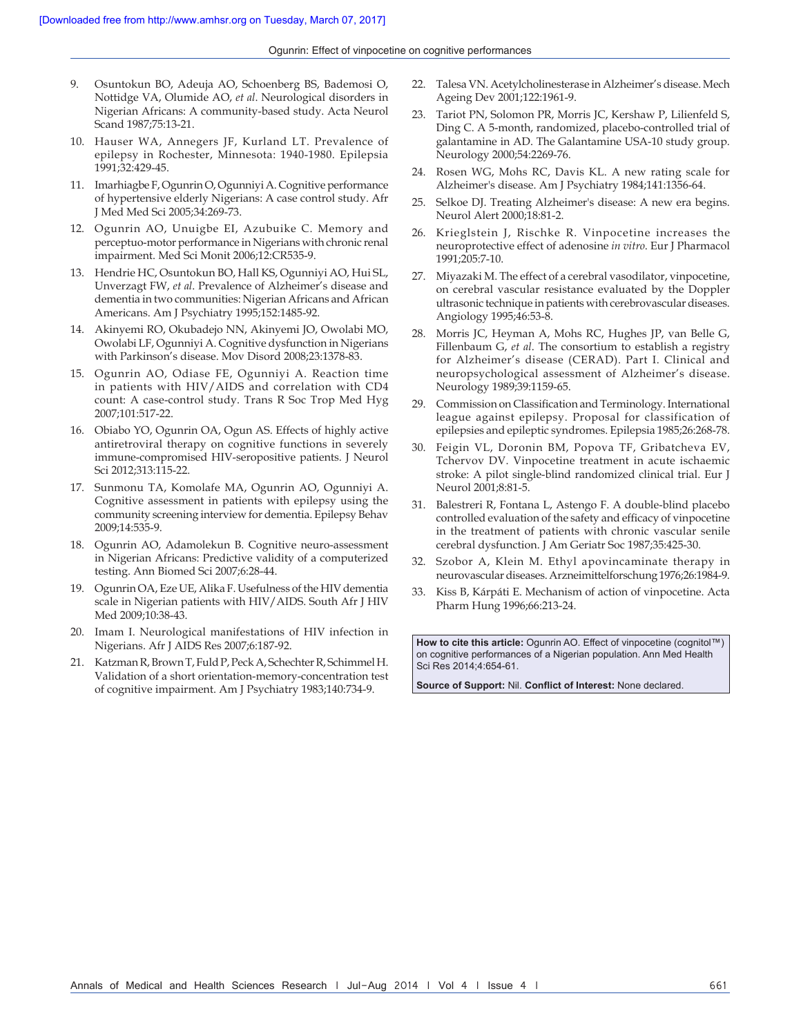9. Osuntokun BO, Adeuja AO, Schoenberg BS, Bademosi O, Nottidge VA, Olumide AO, *et al*. Neurological disorders in Nigerian Africans: A community-based study. Acta Neurol Scand 1987;75:13-21.
10. Hauser WA, Annegers JF, Kurland LT. Prevalence of epilepsy in Rochester, Minnesota: 1940-1980. Epilepsia 1991;32:429-45.
11. Imarhiagbe F, Ogunrin O, Ogunniyi A. Cognitive performance of hypertensive elderly Nigerians: A case control study. Afr J Med Med Sci 2005;34:269-73.
12. Ogunrin AO, Unuigbe EI, Azubuike C. Memory and perceptuo-motor performance in Nigerians with chronic renal impairment. Med Sci Monit 2006;12:CR535-9.
13. Hendrie HC, Osuntokun BO, Hall KS, Ogunniyi AO, Hui SL, Unverzagt FW, *et al*. Prevalence of Alzheimer's disease and dementia in two communities: Nigerian Africans and African Americans. Am J Psychiatry 1995;152:1485-92.
14. Akinyemi RO, Okubadejo NN, Akinyemi JO, Owolabi MO, Owolabi LF, Ogunniyi A. Cognitive dysfunction in Nigerians with Parkinson's disease. Mov Disord 2008;23:1378-83.
15. Ogunrin AO, Odiase FE, Ogunniyi A. Reaction time in patients with HIV/AIDS and correlation with CD4 count: A case-control study. Trans R Soc Trop Med Hyg 2007;101:517-22.
16. Obiabo YO, Ogunrin OA, Ogun AS. Effects of highly active antiretroviral therapy on cognitive functions in severely immune-compromised HIV-seropositive patients. J Neurol Sci 2012;313:115-22.
17. Sunmonu TA, Komolafe MA, Ogunrin AO, Ogunniyi A. Cognitive assessment in patients with epilepsy using the community screening interview for dementia. Epilepsy Behav 2009;14:535-9.
18. Ogunrin AO, Adamolekun B. Cognitive neuro-assessment in Nigerian Africans: Predictive validity of a computerized testing. Ann Biomed Sci 2007;6:28-44.
19. Ogunrin OA, Eze UE, Alika F. Usefulness of the HIV dementia scale in Nigerian patients with HIV/AIDS. South Afr J HIV Med 2009;10:38-43.
20. Imam I. Neurological manifestations of HIV infection in Nigerians. Afr J AIDS Res 2007;6:187-92.
21. Katzman R, Brown T, Fuld P, Peck A, Schechter R, Schimmel H. Validation of a short orientation-memory-concentration test of cognitive impairment. Am J Psychiatry 1983;140:734-9.
22. Talesa VN. Acetylcholinesterase in Alzheimer's disease. Mech Ageing Dev 2001;122:1961-9.
23. Tariot PN, Solomon PR, Morris JC, Kershaw P, Lilienfeld S, Ding C. A 5-month, randomized, placebo-controlled trial of galantamine in AD. The Galantamine USA-10 study group. Neurology 2000;54:2269-76.
24. Rosen WG, Mohs RC, Davis KL. A new rating scale for Alzheimer's disease. Am J Psychiatry 1984;141:1356-64.
25. Selkoe DJ. Treating Alzheimer's disease: A new era begins. Neurol Alert 2000;18:81-2.
26. Krieglstein J, Rischke R. Vinpocetine increases the neuroprotective effect of adenosine *in vitro*. Eur J Pharmacol 1991;205:7-10.
27. Miyazaki M. The effect of a cerebral vasodilator, vinpocetine, on cerebral vascular resistance evaluated by the Doppler ultrasonic technique in patients with cerebrovascular diseases. Angiology 1995;46:53-8.
28. Morris JC, Heyman A, Mohs RC, Hughes JP, van Belle G, Fillenbaum G, *et al*. The consortium to establish a registry for Alzheimer's disease (CERAD). Part I. Clinical and neuropsychological assessment of Alzheimer's disease. Neurology 1989;39:1159-65.
29. Commission on Classification and Terminology. International league against epilepsy. Proposal for classification of epilepsies and epileptic syndromes. Epilepsia 1985;26:268-78.
30. Feigin VL, Doronin BM, Popova TF, Gribatcheva EV, Tchervov DV. Vinpocetine treatment in acute ischaemic stroke: A pilot single-blind randomized clinical trial. Eur J Neurol 2001;8:81-5.
31. Balestreri R, Fontana L, Astengo F. A double-blind placebo controlled evaluation of the safety and efficacy of vinpocetine in the treatment of patients with chronic vascular senile cerebral dysfunction. J Am Geriatr Soc 1987;35:425-30.
32. Szobor A, Klein M. Ethyl apovincaminate therapy in neurovascular diseases. Arzneimittelforschung 1976;26:1984-9.
33. Kiss B, Kárpáti E. Mechanism of action of vinpocetine. Acta Pharm Hung 1996;66:213-24.

**How to cite this article:** Ogunrin AO. Effect of vinpocetine (cognitol™) on cognitive performances of a Nigerian population. Ann Med Health Sci Res 2014;4:654-61.

**Source of Support:** Nil. **Conflict of Interest:** None declared.